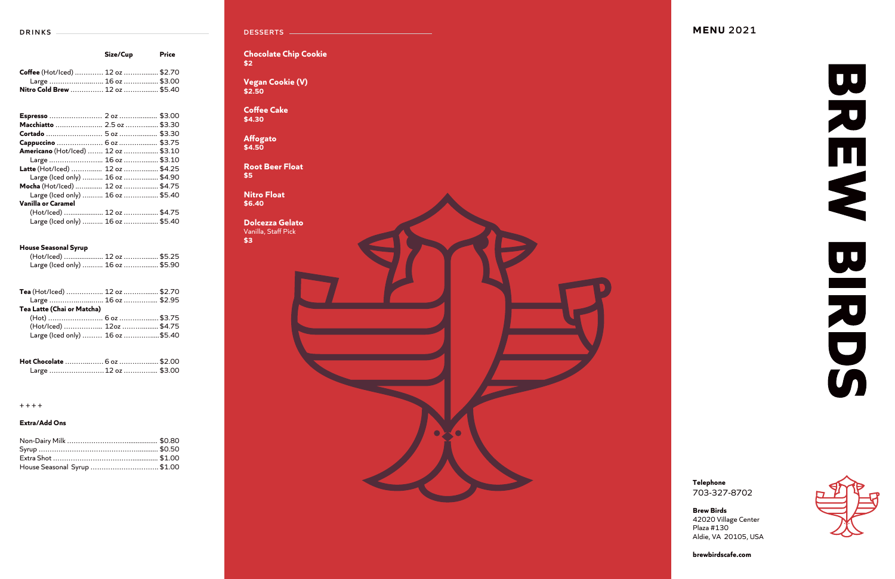## DRINKS

| | Size/Cup | Price |
|---|---|---|
| **Coffee** (Hot/Iced) | 12 oz | $2.70 |
| Large | 16 oz | $3.00 |
| **Nitro Cold Brew** | 12 oz | $5.40 |
| | | |
| **Espresso** | 2 oz | $3.00 |
| **Macchiatto** | 2.5 oz | $3.30 |
| **Cortado** | 5 oz | $3.30 |
| **Cappuccino** | 6 oz | $3.75 |
| **Americano** (Hot/Iced) | 12 oz | $3.10 |
| Large | 16 oz | $3.10 |
| **Latte** (Hot/Iced) | 12 oz | $4.25 |
| Large (Iced only) | 16 oz | $4.90 |
| **Mocha** (Hot/Iced) | 12 oz | $4.75 |
| Large (Iced only) | 16 oz | $5.40 |
| **Vanilla or Caramel** | | |
| (Hot/Iced) | 12 oz | $4.75 |
| Large (Iced only) | 16 oz | $5.40 |
| | | |
| **House Seasonal Syrup** | | |
| (Hot/Iced) | 12 oz | $5.25 |
| Large (Iced only) | 16 oz | $5.90 |
| | | |
| **Tea** (Hot/Iced) | 12 oz | $2.70 |
| Large | 16 oz | $2.95 |
| **Tea Latte (Chai or Matcha)** | | |
| (Hot) | 6 oz | $3.75 |
| (Hot/Iced) | 12oz | $4.75 |
| Large (Iced only) | 16 oz | $5.40 |
| | | |
| **Hot Chocolate** | 6 oz | $2.00 |
| Large | 12 oz | $3.00 |

++++

### Extra/Add Ons

| | |
|---|---|
| Non-Dairy Milk | $0.80 |
| Syrup | $0.50 |
| Extra Shot | $1.00 |
| House Seasonal Syrup | $1.00 |

## DESSERTS

**Chocolate Chip Cookie**
**$2**

**Vegan Cookie (V)**
**$2.50**

**Coffee Cake**
**$4.30**

**Affogato**
**$4.50**

**Root Beer Float**
**$5**

**Nitro Float**
**$6.40**

**Dolcezza Gelato**
Vanilla, Staff Pick
**$3**

# MENU 2021

# BREW BIRDS

**Telephone**
703-327-8702

**Brew Birds**
42020 Village Center
Plaza #130
Aldie, VA 20105, USA

**brewbirdscafe.com**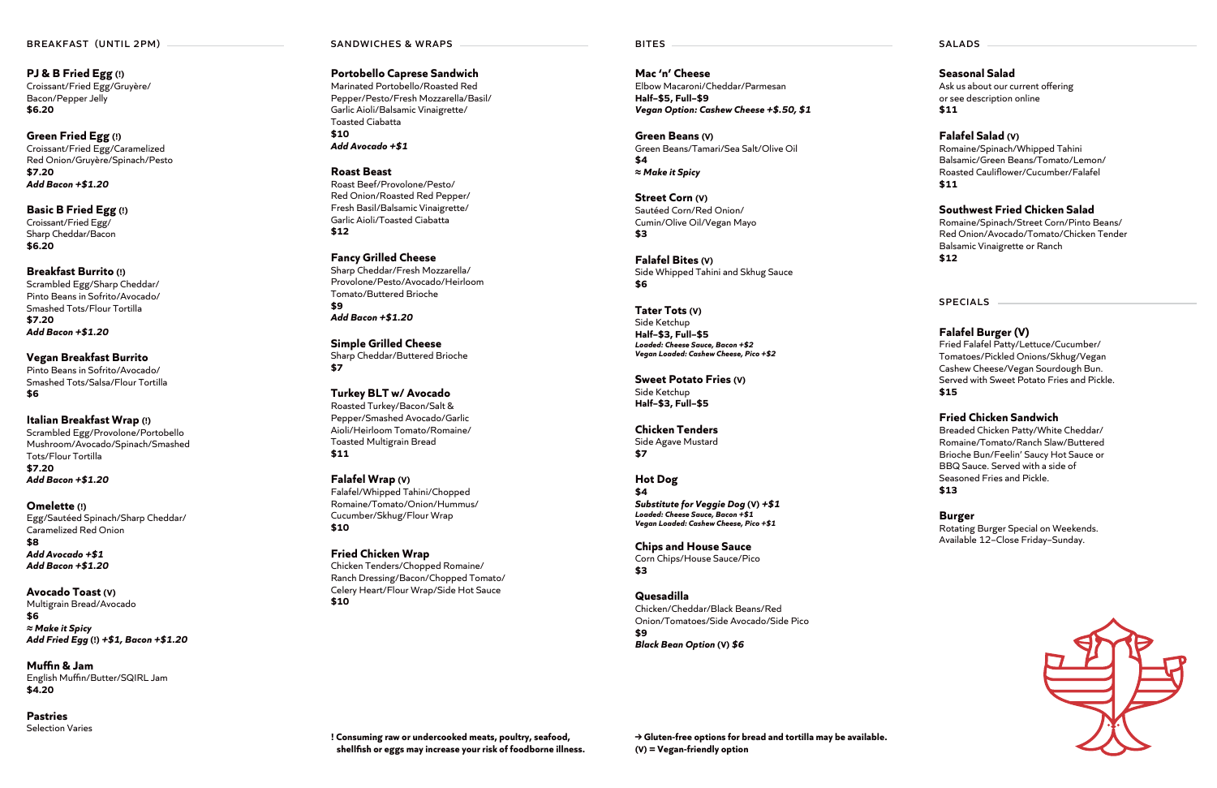## BREAKFAST (UNTIL 2PM)

**PJ & B Fried Egg (!)**
Croissant/Fried Egg/Gruyère/Bacon/Pepper Jelly
**$6.20**

**Green Fried Egg (!)**
Croissant/Fried Egg/Caramelized Red Onion/Gruyère/Spinach/Pesto
**$7.20**
***Add Bacon +$1.20***

**Basic B Fried Egg (!)**
Croissant/Fried Egg/Sharp Cheddar/Bacon
**$6.20**

**Breakfast Burrito (!)**
Scrambled Egg/Sharp Cheddar/Pinto Beans in Sofrito/Avocado/Smashed Tots/Flour Tortilla
**$7.20**
***Add Bacon +$1.20***

**Vegan Breakfast Burrito**
Pinto Beans in Sofrito/Avocado/Smashed Tots/Salsa/Flour Tortilla
**$6**

**Italian Breakfast Wrap (!)**
Scrambled Egg/Provolone/Portobello Mushroom/Avocado/Spinach/Smashed Tots/Flour Tortilla
**$7.20**
***Add Bacon +$1.20***

**Omelette (!)**
Egg/Sautéed Spinach/Sharp Cheddar/Caramelized Red Onion
**$8**
***Add Avocado +$1***
***Add Bacon +$1.20***

**Avocado Toast (V)**
Multigrain Bread/Avocado
**$6**
***≈ Make it Spicy***
***Add Fried Egg (!) +$1, Bacon +$1.20***

**Muffin & Jam**
English Muffin/Butter/SQIRL Jam
**$4.20**

**Pastries**
Selection Varies

## SANDWICHES & WRAPS

**Portobello Caprese Sandwich**
Marinated Portobello/Roasted Red Pepper/Pesto/Fresh Mozzarella/Basil/Garlic Aioli/Balsamic Vinaigrette/Toasted Ciabatta
**$10**
***Add Avocado +$1***

**Roast Beast**
Roast Beef/Provolone/Pesto/Red Onion/Roasted Red Pepper/Fresh Basil/Balsamic Vinaigrette/Garlic Aioli/Toasted Ciabatta
**$12**

**Fancy Grilled Cheese**
Sharp Cheddar/Fresh Mozzarella/Provolone/Pesto/Avocado/Heirloom Tomato/Buttered Brioche
**$9**
***Add Bacon +$1.20***

**Simple Grilled Cheese**
Sharp Cheddar/Buttered Brioche
**$7**

**Turkey BLT w/ Avocado**
Roasted Turkey/Bacon/Salt & Pepper/Smashed Avocado/Garlic Aioli/Heirloom Tomato/Romaine/Toasted Multigrain Bread
**$11**

**Falafel Wrap (V)**
Falafel/Whipped Tahini/Chopped Romaine/Tomato/Onion/Hummus/Cucumber/Skhug/Flour Wrap
**$10**

**Fried Chicken Wrap**
Chicken Tenders/Chopped Romaine/Ranch Dressing/Bacon/Chopped Tomato/Celery Heart/Flour Wrap/Side Hot Sauce
**$10**

**! Consuming raw or undercooked meats, poultry, seafood, shellfish or eggs may increase your risk of foodborne illness.**

## BITES

**Mac 'n' Cheese**
Elbow Macaroni/Cheddar/Parmesan
**Half–$5, Full–$9**
***Vegan Option: Cashew Cheese +$.50, $1***

**Green Beans (V)**
Green Beans/Tamari/Sea Salt/Olive Oil
**$4**
***≈ Make it Spicy***

**Street Corn (V)**
Sautéed Corn/Red Onion/Cumin/Olive Oil/Vegan Mayo
**$3**

**Falafel Bites (V)**
Side Whipped Tahini and Skhug Sauce
**$6**

**Tater Tots (V)**
Side Ketchup
**Half–$3, Full–$5**
***Loaded: Cheese Sauce, Bacon +$2***
***Vegan Loaded: Cashew Cheese, Pico +$2***

**Sweet Potato Fries (V)**
Side Ketchup
**Half–$3, Full–$5**

**Chicken Tenders**
Side Agave Mustard
**$7**

**Hot Dog**
**$4**
***Substitute for Veggie Dog (V) +$1***
***Loaded: Cheese Sauce, Bacon +$1***
***Vegan Loaded: Cashew Cheese, Pico +$1***

**Chips and House Sauce**
Corn Chips/House Sauce/Pico
**$3**

**Quesadilla**
Chicken/Cheddar/Black Beans/Red Onion/Tomatoes/Side Avocado/Side Pico
**$9**
***Black Bean Option (V) $6***

**→ Gluten-free options for bread and tortilla may be available.**
**(V) = Vegan-friendly option**

## SALADS

**Seasonal Salad**
Ask us about our current offering or see description online
**$11**

**Falafel Salad (V)**
Romaine/Spinach/Whipped Tahini Balsamic/Green Beans/Tomato/Lemon/Roasted Cauliflower/Cucumber/Falafel
**$11**

**Southwest Fried Chicken Salad**
Romaine/Spinach/Street Corn/Pinto Beans/Red Onion/Avocado/Tomato/Chicken Tender Balsamic Vinaigrette or Ranch
**$12**

## SPECIALS

**Falafel Burger (V)**
Fried Falafel Patty/Lettuce/Cucumber/Tomatoes/Pickled Onions/Skhug/Vegan Cashew Cheese/Vegan Sourdough Bun. Served with Sweet Potato Fries and Pickle.
**$15**

**Fried Chicken Sandwich**
Breaded Chicken Patty/White Cheddar/Romaine/Tomato/Ranch Slaw/Buttered Brioche Bun/Feelin' Saucy Hot Sauce or BBQ Sauce. Served with a side of Seasoned Fries and Pickle.
**$13**

**Burger**
Rotating Burger Special on Weekends. Available 12–Close Friday–Sunday.